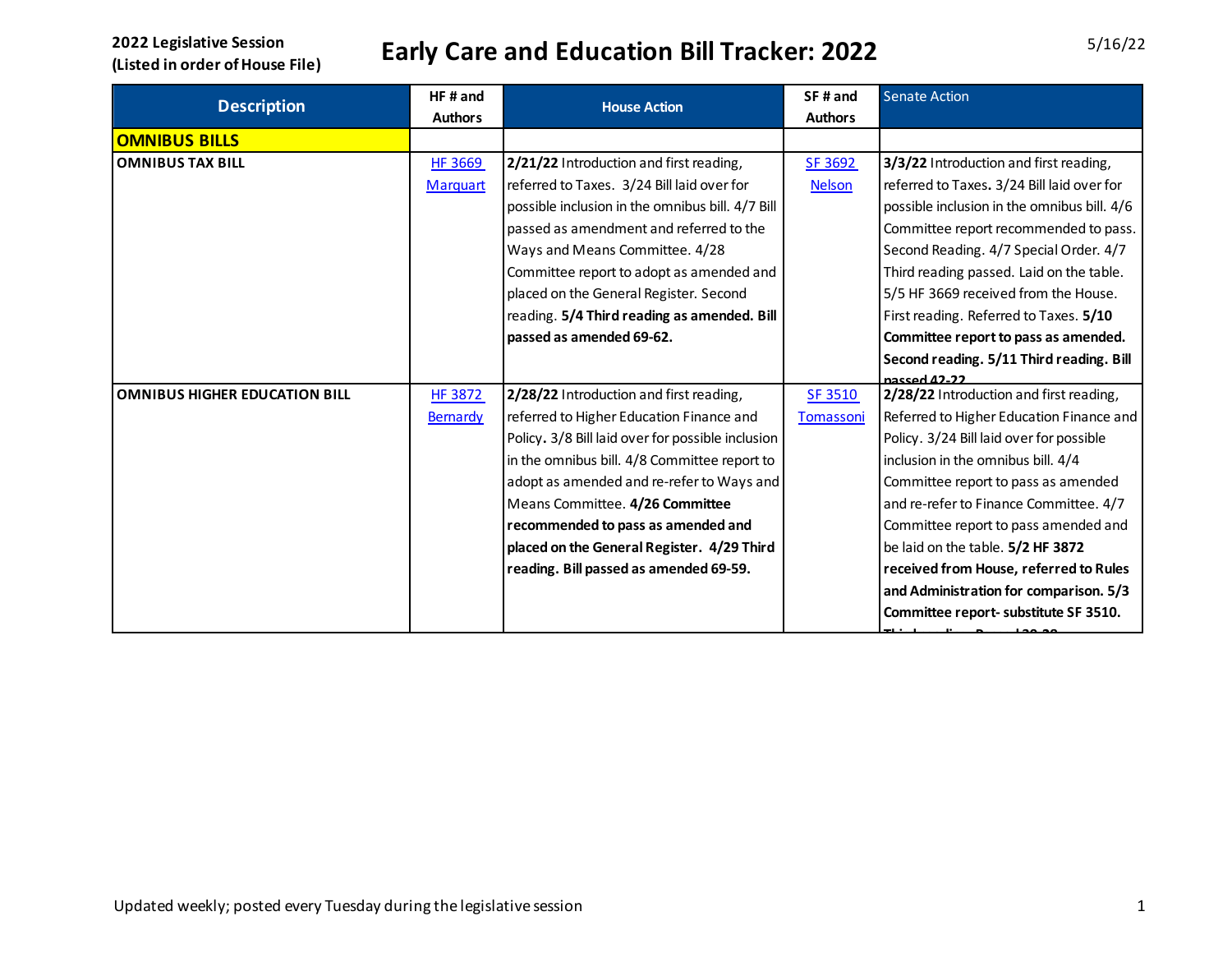2022 Legislative Session
(Listed in order of House File)

# Early Care and Education Bill Tracker: 2022

5/16/22

| Description | HF # and Authors | House Action | SF # and Authors | Senate Action |
|---|---|---|---|---|
| **OMNIBUS BILLS** | | | | |
| **OMNIBUS TAX BILL** | HF 3669 Marquart | **2/21/22** Introduction and first reading, referred to Taxes. 3/24 Bill laid over for possible inclusion in the omnibus bill. 4/7 Bill passed as amendment and referred to the Ways and Means Committee. 4/28 Committee report to adopt as amended and placed on the General Register. Second reading. **5/4 Third reading as amended. Bill passed as amended 69-62.** | SF 3692 Nelson | **3/3/22** Introduction and first reading, referred to Taxes**.** 3/24 Bill laid over for possible inclusion in the omnibus bill. 4/6 Committee report recommended to pass. Second Reading. 4/7 Special Order. 4/7 Third reading passed. Laid on the table. 5/5 HF 3669 received from the House. First reading. Referred to Taxes. **5/10 Committee report to pass as amended. Second reading. 5/11 Third reading. Bill passed 42-22** |
| **OMNIBUS HIGHER EDUCATION BILL** | HF 3872 Bernardy | **2/28/22** Introduction and first reading, referred to Higher Education Finance and Policy**.** 3/8 Bill laid over for possible inclusion in the omnibus bill. 4/8 Committee report to adopt as amended and re-refer to Ways and Means Committee. **4/26 Committee recommended to pass as amended and placed on the General Register. 4/29 Third reading. Bill passed as amended 69-59.** | SF 3510 Tomassoni | **2/28/22** Introduction and first reading, Referred to Higher Education Finance and Policy. 3/24 Bill laid over for possible inclusion in the omnibus bill. 4/4 Committee report to pass as amended and re-refer to Finance Committee. 4/7 Committee report to pass amended and be laid on the table. **5/2 HF 3872 received from House, referred to Rules and Administration for comparison. 5/3 Committee report- substitute SF 3510. Third reading. Passed 38-28** |

Updated weekly; posted every Tuesday during the legislative session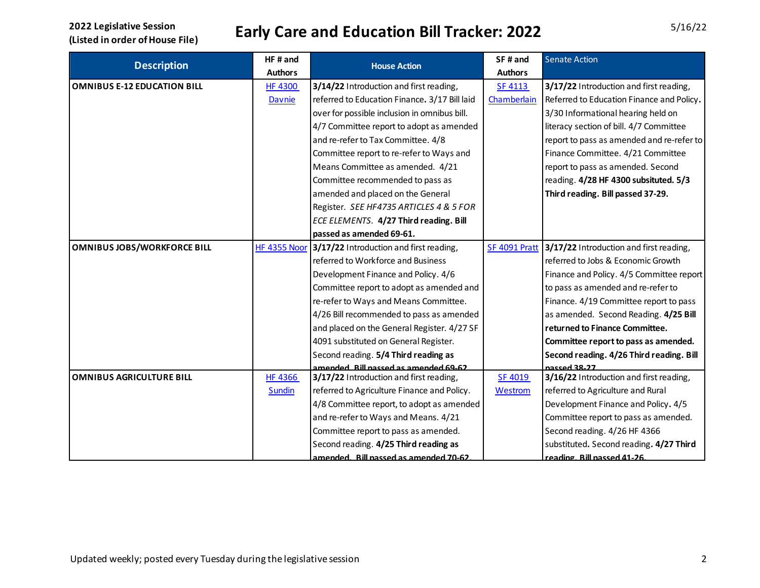**2022 Legislative Session**
**(Listed in order of House File)**

# Early Care and Education Bill Tracker: 2022

5/16/22

| Description | HF # and Authors | House Action | SF # and Authors | Senate Action |
|---|---|---|---|---|
| **OMNIBUS E-12 EDUCATION BILL** | HF 4300 Davnie | **3/14/22** Introduction and first reading, referred to Education Finance**.** 3/17 Bill laid over for possible inclusion in omnibus bill. 4/7 Committee report to adopt as amended and re-refer to Tax Committee. 4/8 Committee report to re-refer to Ways and Means Committee as amended. 4/21 Committee recommended to pass as amended and placed on the General Register. *SEE HF4735 ARTICLES 4 & 5 FOR ECE ELEMENTS.* **4/27 Third reading. Bill passed as amended 69-61.** | SF 4113 Chamberlain | **3/17/22** Introduction and first reading, Referred to Education Finance and Policy**.** 3/30 Informational hearing held on literacy section of bill. 4/7 Committee report to pass as amended and re-refer to Finance Committee. 4/21 Committee report to pass as amended. Second reading. **4/28 HF 4300 subsituted. 5/3 Third reading. Bill passed 37-29.** |
| **OMNIBUS JOBS/WORKFORCE BILL** | HF 4355 Noor | **3/17/22** Introduction and first reading, referred to Workforce and Business Development Finance and Policy. 4/6 Committee report to adopt as amended and re-refer to Ways and Means Committee. 4/26 Bill recommended to pass as amended and placed on the General Register. 4/27 SF 4091 substituted on General Register. Second reading. **5/4 Third reading as amended. Bill passed as amended 69-62** | SF 4091 Pratt | **3/17/22** Introduction and first reading, referred to Jobs & Economic Growth Finance and Policy. 4/5 Committee report to pass as amended and re-refer to Finance. 4/19 Committee report to pass as amended. Second Reading. **4/25 Bill returned to Finance Committee. Committee report to pass as amended. Second reading. 4/26 Third reading. Bill passed 38-27** |
| **OMNIBUS AGRICULTURE BILL** | HF 4366 Sundin | **3/17/22** Introduction and first reading, referred to Agriculture Finance and Policy. 4/8 Committee report, to adopt as amended and re-refer to Ways and Means. 4/21 Committee report to pass as amended. Second reading. **4/25 Third reading as amended. Bill passed as amended 70-62.** | SF 4019 Westrom | **3/16/22** Introduction and first reading, referred to Agriculture and Rural Development Finance and Policy**.** 4/5 Committee report to pass as amended. Second reading. 4/26 HF 4366 substituted**.** Second reading**. 4/27 Third reading. Bill passed 41-26.** |

Updated weekly; posted every Tuesday during the legislative session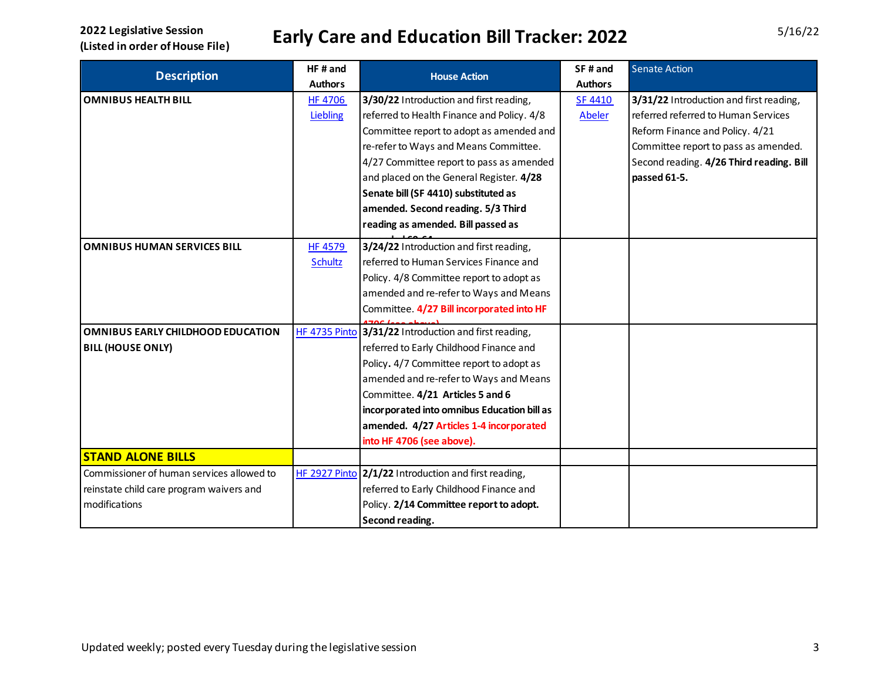2022 Legislative Session
(Listed in order of House File)

# Early Care and Education Bill Tracker: 2022

5/16/22

| Description | HF # and Authors | House Action | SF # and Authors | Senate Action |
|---|---|---|---|---|
| **OMNIBUS HEALTH BILL** | HF 4706 Liebling | **3/30/22** Introduction and first reading, referred to Health Finance and Policy. 4/8 Committee report to adopt as amended and re-refer to Ways and Means Committee. 4/27 Committee report to pass as amended and placed on the General Register. **4/28 Senate bill (SF 4410) substituted as amended. Second reading. 5/3 Third reading as amended. Bill passed as amended 69-64** | SF 4410 Abeler | **3/31/22** Introduction and first reading, referred referred to Human Services Reform Finance and Policy. 4/21 Committee report to pass as amended. Second reading. **4/26 Third reading. Bill passed 61-5.** |
| **OMNIBUS HUMAN SERVICES BILL** | HF 4579 Schultz | **3/24/22** Introduction and first reading, referred to Human Services Finance and Policy. 4/8 Committee report to adopt as amended and re-refer to Ways and Means Committee. **4/27 Bill incorporated into HF 4706 (see above)** | | |
| **OMNIBUS EARLY CHILDHOOD EDUCATION BILL (HOUSE ONLY)** | HF 4735 Pinto | **3/31/22** Introduction and first reading, referred to Early Childhood Finance and Policy. 4/7 Committee report to adopt as amended and re-refer to Ways and Means Committee. **4/21 Articles 5 and 6 incorporated into omnibus Education bill as amended. 4/27 Articles 1-4 incorporated into HF 4706 (see above).** | | |
| **STAND ALONE BILLS** | | | | |
| Commissioner of human services allowed to reinstate child care program waivers and modifications | HF 2927 Pinto | **2/1/22** Introduction and first reading, referred to Early Childhood Finance and Policy. **2/14 Committee report to adopt. Second reading.** | | |

Updated weekly; posted every Tuesday during the legislative session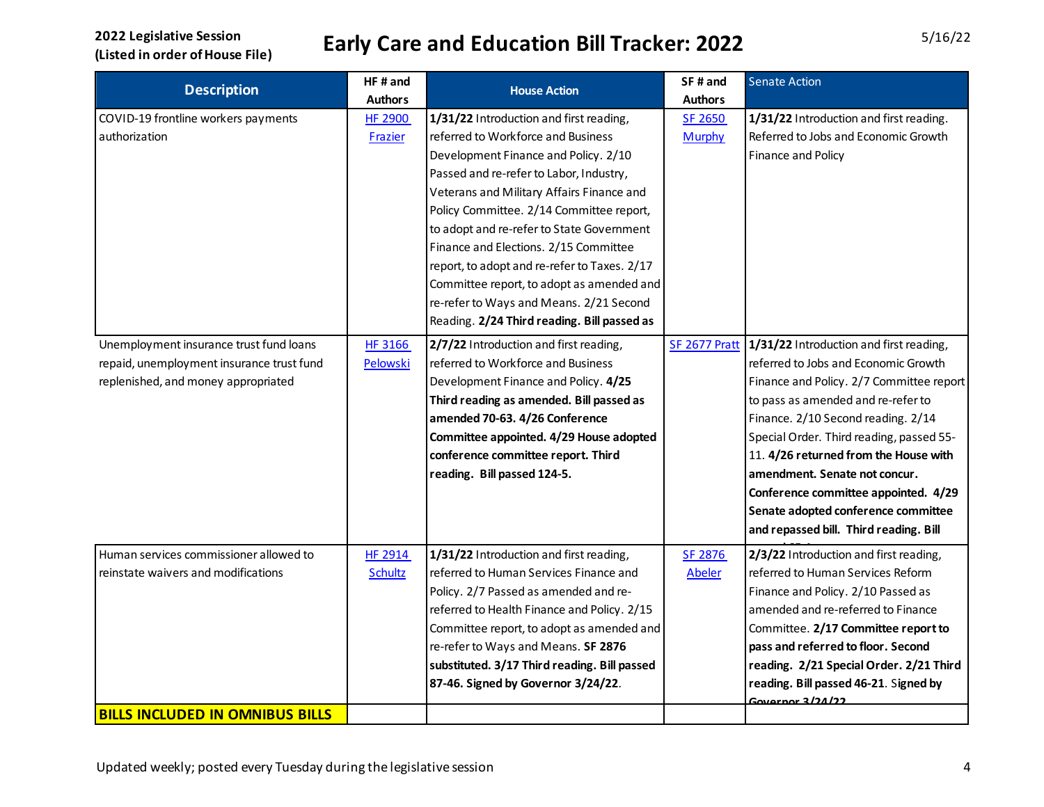**2022 Legislative Session**
**(Listed in order of House File)**

# Early Care and Education Bill Tracker: 2022

5/16/22

| Description | HF # and Authors | House Action | SF # and Authors | Senate Action |
|---|---|---|---|---|
| COVID-19 frontline workers payments authorization | HF 2900 Frazier | **1/31/22** Introduction and first reading, referred to Workforce and Business Development Finance and Policy. 2/10 Passed and re-refer to Labor, Industry, Veterans and Military Affairs Finance and Policy Committee. 2/14 Committee report, to adopt and re-refer to State Government Finance and Elections. 2/15 Committee report, to adopt and re-refer to Taxes. 2/17 Committee report, to adopt as amended and re-refer to Ways and Means. 2/21 Second Reading. **2/24 Third reading. Bill passed as** | SF 2650 Murphy | **1/31/22** Introduction and first reading. Referred to Jobs and Economic Growth Finance and Policy |
| Unemployment insurance trust fund loans repaid, unemployment insurance trust fund replenished, and money appropriated | HF 3166 Pelowski | **2/7/22** Introduction and first reading, referred to Workforce and Business Development Finance and Policy. **4/25 Third reading as amended. Bill passed as amended 70-63. 4/26 Conference Committee appointed. 4/29 House adopted conference committee report. Third reading. Bill passed 124-5.** | SF 2677 Pratt | **1/31/22** Introduction and first reading, referred to Jobs and Economic Growth Finance and Policy. 2/7 Committee report to pass as amended and re-refer to Finance. 2/10 Second reading. 2/14 Special Order. Third reading, passed 55-11. **4/26 returned from the House with amendment. Senate not concur. Conference committee appointed. 4/29 Senate adopted conference committee and repassed bill. Third reading. Bill** |
| Human services commissioner allowed to reinstate waivers and modifications | HF 2914 Schultz | **1/31/22** Introduction and first reading, referred to Human Services Finance and Policy. 2/7 Passed as amended and re-referred to Health Finance and Policy. 2/15 Committee report, to adopt as amended and re-refer to Ways and Means. **SF 2876 substituted. 3/17 Third reading. Bill passed 87-46. Signed by Governor 3/24/22**. | SF 2876 Abeler | **2/3/22** Introduction and first reading, referred to Human Services Reform Finance and Policy. 2/10 Passed as amended and re-referred to Finance Committee. **2/17 Committee report to pass and referred to floor. Second reading. 2/21 Special Order. 2/21 Third reading. Bill passed 46-21**. **Signed by Governor 3/24/22** |
| **BILLS INCLUDED IN OMNIBUS BILLS** | | | | |

Updated weekly; posted every Tuesday during the legislative session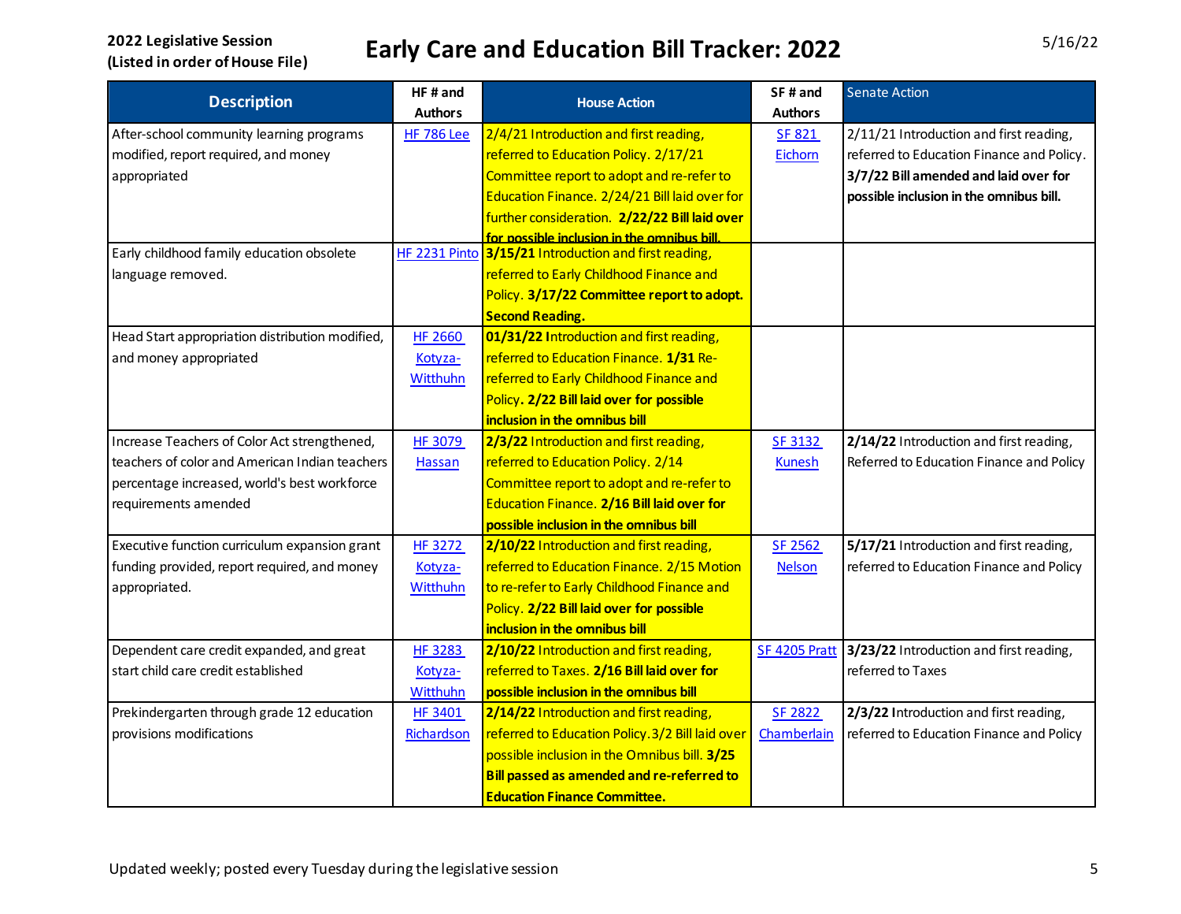**2022 Legislative Session**
**(Listed in order of House File)**

# Early Care and Education Bill Tracker: 2022

5/16/22

| Description | HF # and Authors | House Action | SF # and Authors | Senate Action |
|---|---|---|---|---|
| After-school community learning programs modified, report required, and money appropriated | HF 786 Lee | 2/4/21 Introduction and first reading, referred to Education Policy. 2/17/21 Committee report to adopt and re-refer to Education Finance. 2/24/21 Bill laid over for further consideration. **2/22/22 Bill laid over for possible inclusion in the omnibus bill.** | SF 821 Eichorn | 2/11/21 Introduction and first reading, referred to Education Finance and Policy. **3/7/22 Bill amended and laid over for possible inclusion in the omnibus bill.** |
| Early childhood family education obsolete language removed. | HF 2231 Pinto | **3/15/21** Introduction and first reading, referred to Early Childhood Finance and Policy. **3/17/22 Committee report to adopt. Second Reading.** | | |
| Head Start appropriation distribution modified, and money appropriated | HF 2660 Kotyza-Witthuhn | **01/31/22 I**ntroduction and first reading, referred to Education Finance. **1/31** Re-referred to Early Childhood Finance and Policy**. 2/22 Bill laid over for possible inclusion in the omnibus bill** | | |
| Increase Teachers of Color Act strengthened, teachers of color and American Indian teachers percentage increased, world's best workforce requirements amended | HF 3079 Hassan | **2/3/22** Introduction and first reading, referred to Education Policy. 2/14 Committee report to adopt and re-refer to Education Finance. **2/16 Bill laid over for possible inclusion in the omnibus bill** | SF 3132 Kunesh | **2/14/22** Introduction and first reading, Referred to Education Finance and Policy |
| Executive function curriculum expansion grant funding provided, report required, and money appropriated. | HF 3272 Kotyza-Witthuhn | **2/10/22** Introduction and first reading, referred to Education Finance. 2/15 Motion to re-refer to Early Childhood Finance and Policy. **2/22 Bill laid over for possible inclusion in the omnibus bill** | SF 2562 Nelson | **5/17/21** Introduction and first reading, referred to Education Finance and Policy |
| Dependent care credit expanded, and great start child care credit established | HF 3283 Kotyza-Witthuhn | **2/10/22** Introduction and first reading, referred to Taxes. **2/16 Bill laid over for possible inclusion in the omnibus bill** | SF 4205 Pratt | **3/23/22** Introduction and first reading, referred to Taxes |
| Prekindergarten through grade 12 education provisions modifications | HF 3401 Richardson | **2/14/22** Introduction and first reading, referred to Education Policy.3/2 Bill laid over possible inclusion in the Omnibus bill. **3/25 Bill passed as amended and re-referred to Education Finance Committee.** | SF 2822 Chamberlain | **2/3/22 I**ntroduction and first reading, referred to Education Finance and Policy |

Updated weekly; posted every Tuesday during the legislative session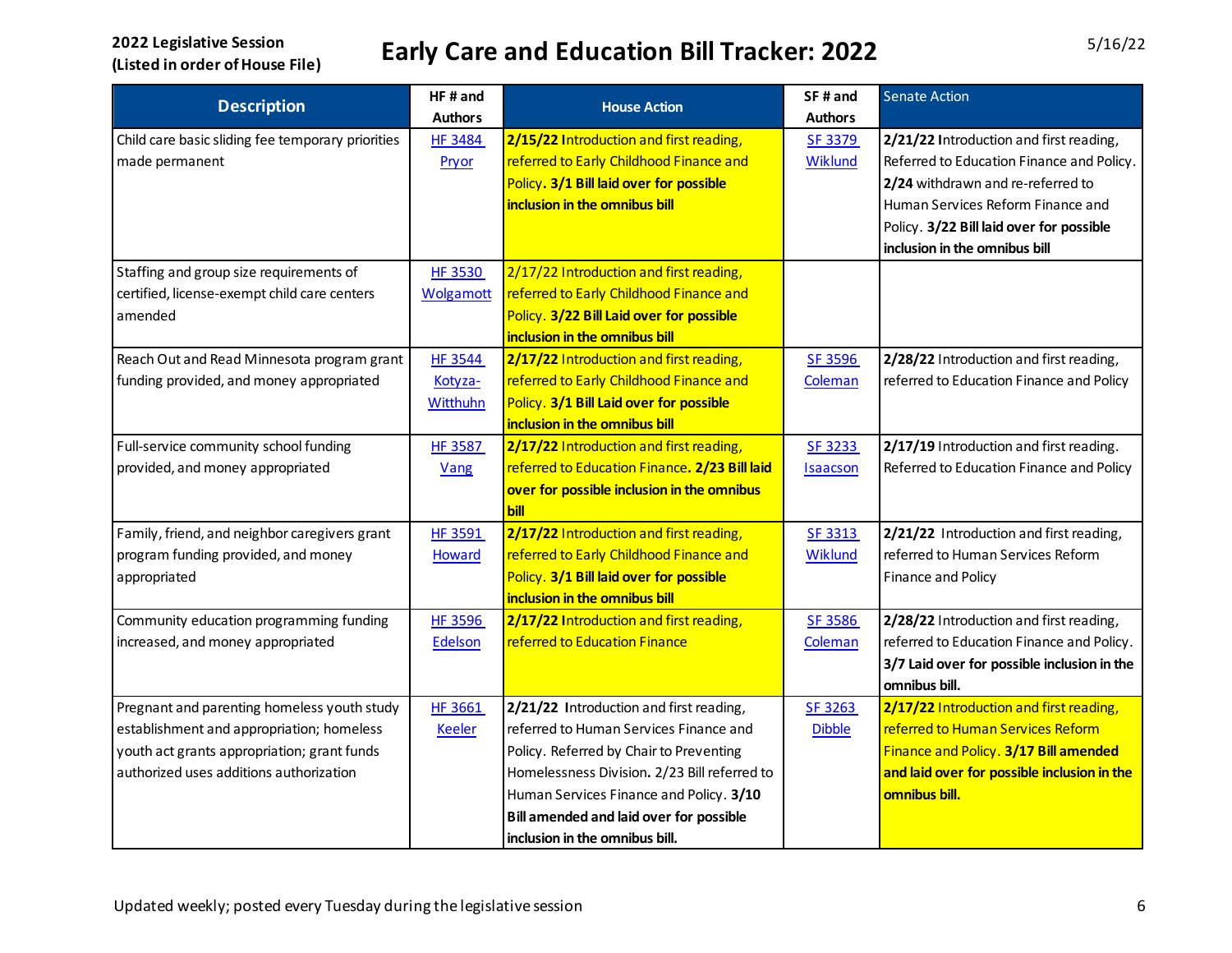**2022 Legislative Session**
**(Listed in order of House File)**

# Early Care and Education Bill Tracker: 2022

5/16/22

| Description | HF # and Authors | House Action | SF # and Authors | Senate Action |
|---|---|---|---|---|
| Child care basic sliding fee temporary priorities made permanent | HF 3484 Pryor | **2/15/22 I**ntroduction and first reading, referred to Early Childhood Finance and Policy**. 3/1 Bill laid over for possible inclusion in the omnibus bill** | SF 3379 Wiklund | **2/21/22 I**ntroduction and first reading, Referred to Education Finance and Policy. **2/24** withdrawn and re-referred to Human Services Reform Finance and Policy. **3/22 Bill laid over for possible inclusion in the omnibus bill** |
| Staffing and group size requirements of certified, license-exempt child care centers amended | HF 3530 Wolgamott | 2/17/22 Introduction and first reading, referred to Early Childhood Finance and Policy. **3/22 Bill Laid over for possible inclusion in the omnibus bill** | | |
| Reach Out and Read Minnesota program grant funding provided, and money appropriated | HF 3544 Kotyza-Witthuhn | **2/17/22** Introduction and first reading, referred to Early Childhood Finance and Policy. **3/1 Bill Laid over for possible inclusion in the omnibus bill** | SF 3596 Coleman | **2/28/22** Introduction and first reading, referred to Education Finance and Policy |
| Full-service community school funding provided, and money appropriated | HF 3587 Vang | **2/17/22** Introduction and first reading, referred to Education Finance**. 2/23 Bill laid over for possible inclusion in the omnibus bill** | SF 3233 Isaacson | **2/17/19** Introduction and first reading. Referred to Education Finance and Policy |
| Family, friend, and neighbor caregivers grant program funding provided, and money appropriated | HF 3591 Howard | **2/17/22** Introduction and first reading, referred to Early Childhood Finance and Policy. **3/1 Bill laid over for possible inclusion in the omnibus bill** | SF 3313 Wiklund | **2/21/22** Introduction and first reading, referred to Human Services Reform Finance and Policy |
| Community education programming funding increased, and money appropriated | HF 3596 Edelson | **2/17/22 I**ntroduction and first reading, referred to Education Finance | SF 3586 Coleman | **2/28/22** Introduction and first reading, referred to Education Finance and Policy. **3/7 Laid over for possible inclusion in the omnibus bill.** |
| Pregnant and parenting homeless youth study establishment and appropriation; homeless youth act grants appropriation; grant funds authorized uses additions authorization | HF 3661 Keeler | **2/21/22 I**ntroduction and first reading, referred to Human Services Finance and Policy. Referred by Chair to Preventing Homelessness Division**.** 2/23 Bill referred to Human Services Finance and Policy. **3/10 Bill amended and laid over for possible inclusion in the omnibus bill.** | SF 3263 Dibble | **2/17/22** Introduction and first reading, referred to Human Services Reform Finance and Policy. **3/17 Bill amended and laid over for possible inclusion in the omnibus bill.** |

Updated weekly; posted every Tuesday during the legislative session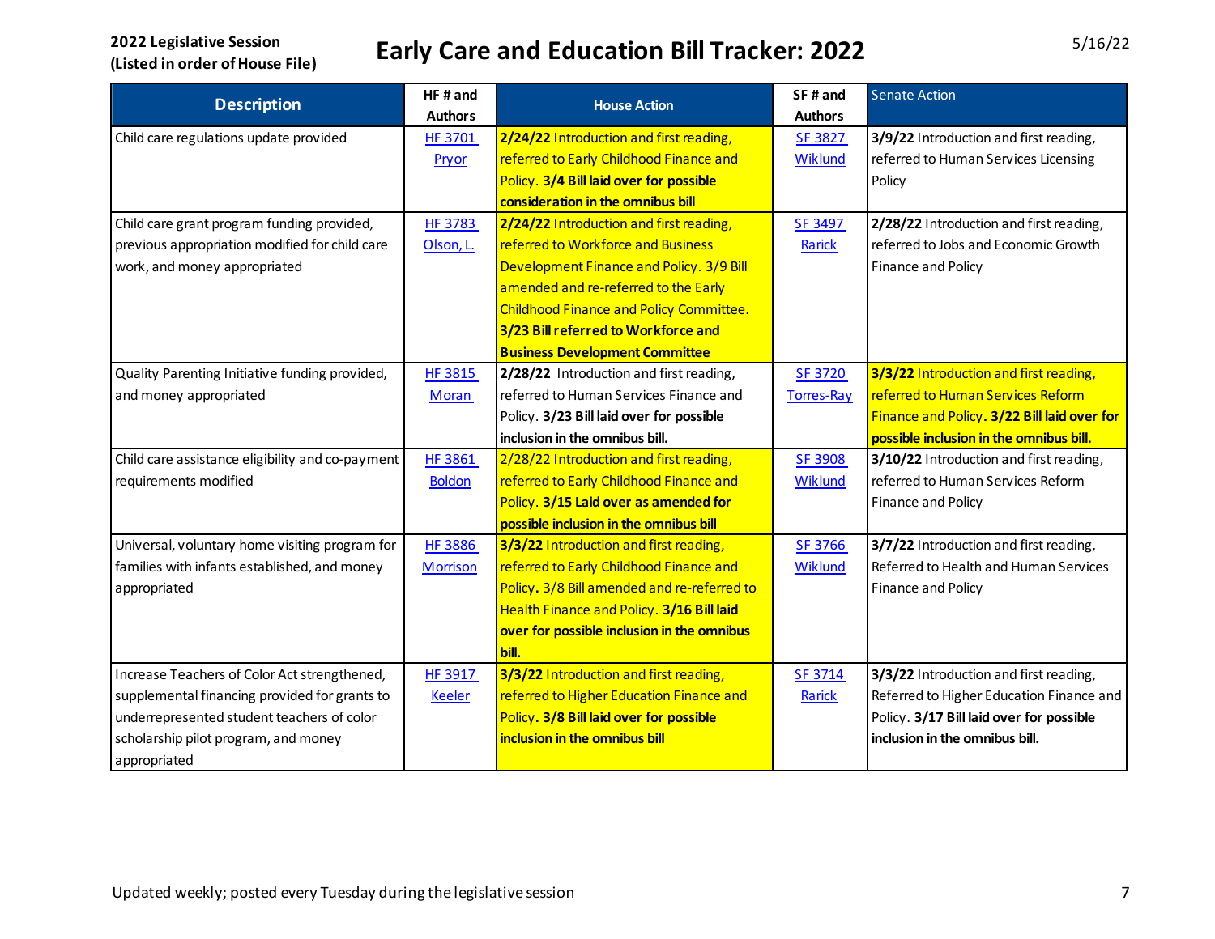**2022 Legislative Session**
**(Listed in order of House File)**

# Early Care and Education Bill Tracker: 2022

5/16/22

| Description | HF # and Authors | House Action | SF # and Authors | Senate Action |
|---|---|---|---|---|
| Child care regulations update provided | HF 3701 Pryor | **2/24/22** Introduction and first reading, referred to Early Childhood Finance and Policy. **3/4 Bill laid over for possible consideration in the omnibus bill** | SF 3827 Wiklund | **3/9/22** Introduction and first reading, referred to Human Services Licensing Policy |
| Child care grant program funding provided, previous appropriation modified for child care work, and money appropriated | HF 3783 Olson, L. | **2/24/22** Introduction and first reading, referred to Workforce and Business Development Finance and Policy. 3/9 Bill amended and re-referred to the Early Childhood Finance and Policy Committee. **3/23 Bill referred to Workforce and Business Development Committee** | SF 3497 Rarick | **2/28/22** Introduction and first reading, referred to Jobs and Economic Growth Finance and Policy |
| Quality Parenting Initiative funding provided, and money appropriated | HF 3815 Moran | **2/28/22** Introduction and first reading, referred to Human Services Finance and Policy. **3/23 Bill laid over for possible inclusion in the omnibus bill.** | SF 3720 Torres-Ray | **3/3/22** Introduction and first reading, referred to Human Services Reform Finance and Policy**. 3/22 Bill laid over for possible inclusion in the omnibus bill.** |
| Child care assistance eligibility and co-payment requirements modified | HF 3861 Boldon | 2/28/22 Introduction and first reading, referred to Early Childhood Finance and Policy. **3/15 Laid over as amended for possible inclusion in the omnibus bill** | SF 3908 Wiklund | **3/10/22** Introduction and first reading, referred to Human Services Reform Finance and Policy |
| Universal, voluntary home visiting program for families with infants established, and money appropriated | HF 3886 Morrison | **3/3/22** Introduction and first reading, referred to Early Childhood Finance and Policy**.** 3/8 Bill amended and re-referred to Health Finance and Policy. **3/16 Bill laid over for possible inclusion in the omnibus bill.** | SF 3766 Wiklund | **3/7/22** Introduction and first reading, Referred to Health and Human Services Finance and Policy |
| Increase Teachers of Color Act strengthened, supplemental financing provided for grants to underrepresented student teachers of color scholarship pilot program, and money appropriated | HF 3917 Keeler | **3/3/22** Introduction and first reading, referred to Higher Education Finance and Policy**. 3/8 Bill laid over for possible inclusion in the omnibus bill** | SF 3714 Rarick | **3/3/22** Introduction and first reading, Referred to Higher Education Finance and Policy. **3/17 Bill laid over for possible inclusion in the omnibus bill.** |

Updated weekly; posted every Tuesday during the legislative session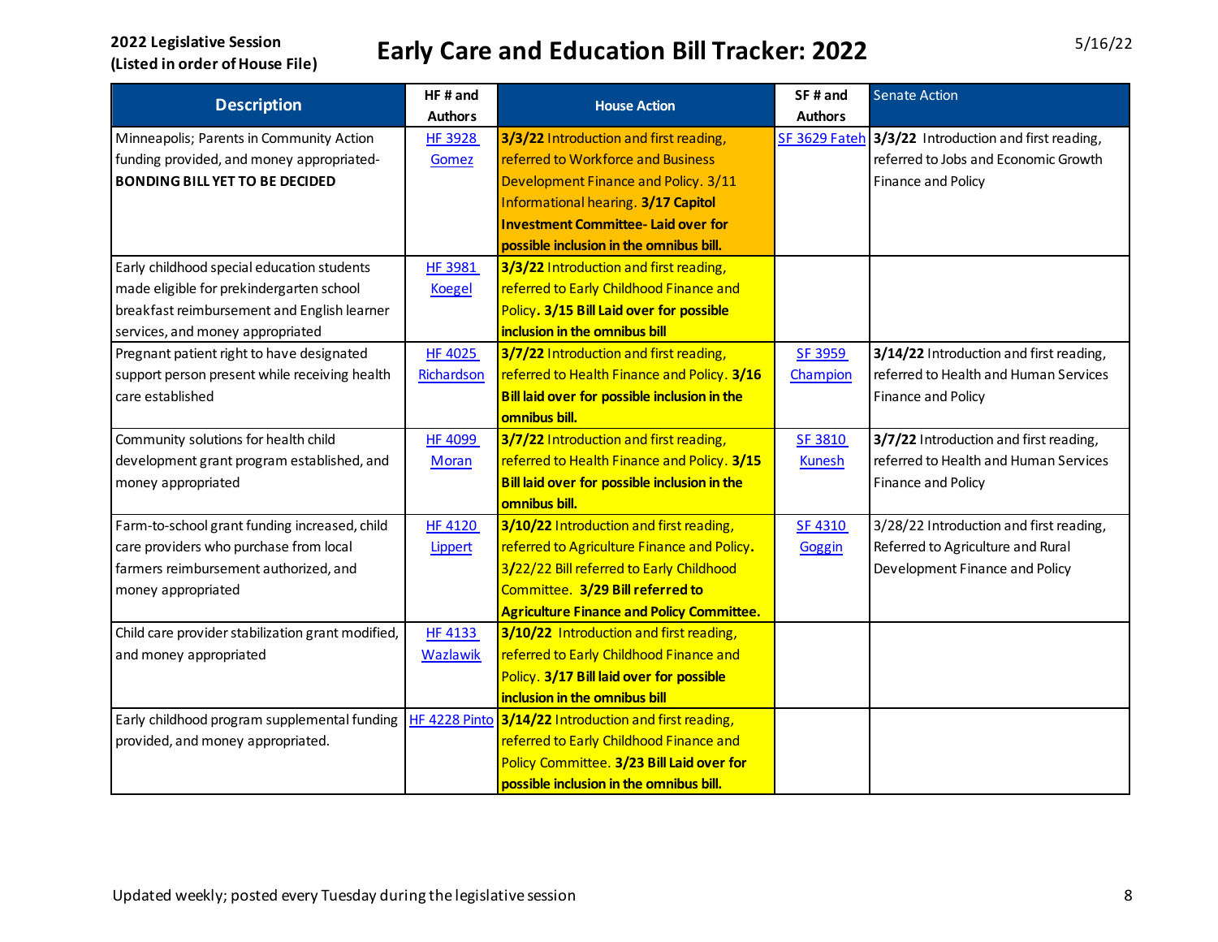**2022 Legislative Session**
**(Listed in order of House File)**

# Early Care and Education Bill Tracker: 2022

5/16/22

| Description | HF # and Authors | House Action | SF # and Authors | Senate Action |
|---|---|---|---|---|
| Minneapolis; Parents in Community Action funding provided, and money appropriated- **BONDING BILL YET TO BE DECIDED** | HF 3928 Gomez | **3/3/22** Introduction and first reading, referred to Workforce and Business Development Finance and Policy. 3/11 Informational hearing. **3/17 Capitol Investment Committee- Laid over for possible inclusion in the omnibus bill.** | SF 3629 Fateh | **3/3/22** Introduction and first reading, referred to Jobs and Economic Growth Finance and Policy |
| Early childhood special education students made eligible for prekindergarten school breakfast reimbursement and English learner services, and money appropriated | HF 3981 Koegel | **3/3/22** Introduction and first reading, referred to Early Childhood Finance and Policy. **3/15 Bill Laid over for possible inclusion in the omnibus bill** | | |
| Pregnant patient right to have designated support person present while receiving health care established | HF 4025 Richardson | **3/7/22** Introduction and first reading, referred to Health Finance and Policy. **3/16 Bill laid over for possible inclusion in the omnibus bill.** | SF 3959 Champion | **3/14/22** Introduction and first reading, referred to Health and Human Services Finance and Policy |
| Community solutions for health child development grant program established, and money appropriated | HF 4099 Moran | **3/7/22** Introduction and first reading, referred to Health Finance and Policy. **3/15 Bill laid over for possible inclusion in the omnibus bill.** | SF 3810 Kunesh | **3/7/22** Introduction and first reading, referred to Health and Human Services Finance and Policy |
| Farm-to-school grant funding increased, child care providers who purchase from local farmers reimbursement authorized, and money appropriated | HF 4120 Lippert | **3/10/22** Introduction and first reading, referred to Agriculture Finance and Policy**.** 3/22/22 Bill referred to Early Childhood Committee. **3/29 Bill referred to Agriculture Finance and Policy Committee.** | SF 4310 Goggin | 3/28/22 Introduction and first reading, Referred to Agriculture and Rural Development Finance and Policy |
| Child care provider stabilization grant modified, and money appropriated | HF 4133 Wazlawik | **3/10/22** Introduction and first reading, referred to Early Childhood Finance and Policy. **3/17 Bill laid over for possible inclusion in the omnibus bill** | | |
| Early childhood program supplemental funding provided, and money appropriated. | HF 4228 Pinto | **3/14/22** Introduction and first reading, referred to Early Childhood Finance and Policy Committee. **3/23 Bill Laid over for possible inclusion in the omnibus bill.** | | |

Updated weekly; posted every Tuesday during the legislative session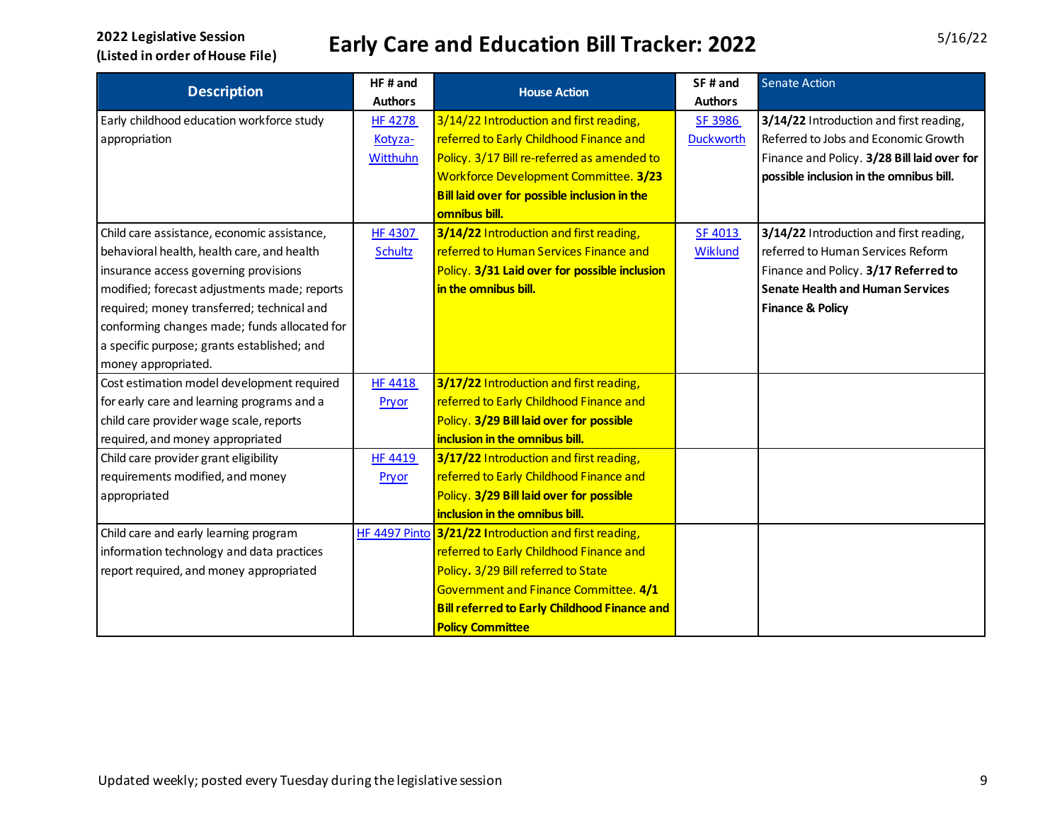**2022 Legislative Session**
**(Listed in order of House File)**

# Early Care and Education Bill Tracker: 2022

5/16/22

| Description | HF # and Authors | House Action | SF # and Authors | Senate Action |
|---|---|---|---|---|
| Early childhood education workforce study appropriation | HF 4278 Kotyza-Witthuhn | 3/14/22 Introduction and first reading, referred to Early Childhood Finance and Policy. 3/17 Bill re-referred as amended to Workforce Development Committee. **3/23 Bill laid over for possible inclusion in the omnibus bill.** | SF 3986 Duckworth | **3/14/22** Introduction and first reading, Referred to Jobs and Economic Growth Finance and Policy. **3/28 Bill laid over for possible inclusion in the omnibus bill.** |
| Child care assistance, economic assistance, behavioral health, health care, and health insurance access governing provisions modified; forecast adjustments made; reports required; money transferred; technical and conforming changes made; funds allocated for a specific purpose; grants established; and money appropriated. | HF 4307 Schultz | **3/14/22** Introduction and first reading, referred to Human Services Finance and Policy. **3/31 Laid over for possible inclusion in the omnibus bill.** | SF 4013 Wiklund | **3/14/22** Introduction and first reading, referred to Human Services Reform Finance and Policy. **3/17 Referred to Senate Health and Human Services Finance & Policy** |
| Cost estimation model development required for early care and learning programs and a child care provider wage scale, reports required, and money appropriated | HF 4418 Pryor | **3/17/22** Introduction and first reading, referred to Early Childhood Finance and Policy. **3/29 Bill laid over for possible inclusion in the omnibus bill.** | | |
| Child care provider grant eligibility requirements modified, and money appropriated | HF 4419 Pryor | **3/17/22** Introduction and first reading, referred to Early Childhood Finance and Policy. **3/29 Bill laid over for possible inclusion in the omnibus bill.** | | |
| Child care and early learning program information technology and data practices report required, and money appropriated | HF 4497 Pinto | **3/21/22** Introduction and first reading, referred to Early Childhood Finance and Policy. 3/29 Bill referred to State Government and Finance Committee. **4/1 Bill referred to Early Childhood Finance and Policy Committee** | | |

Updated weekly; posted every Tuesday during the legislative session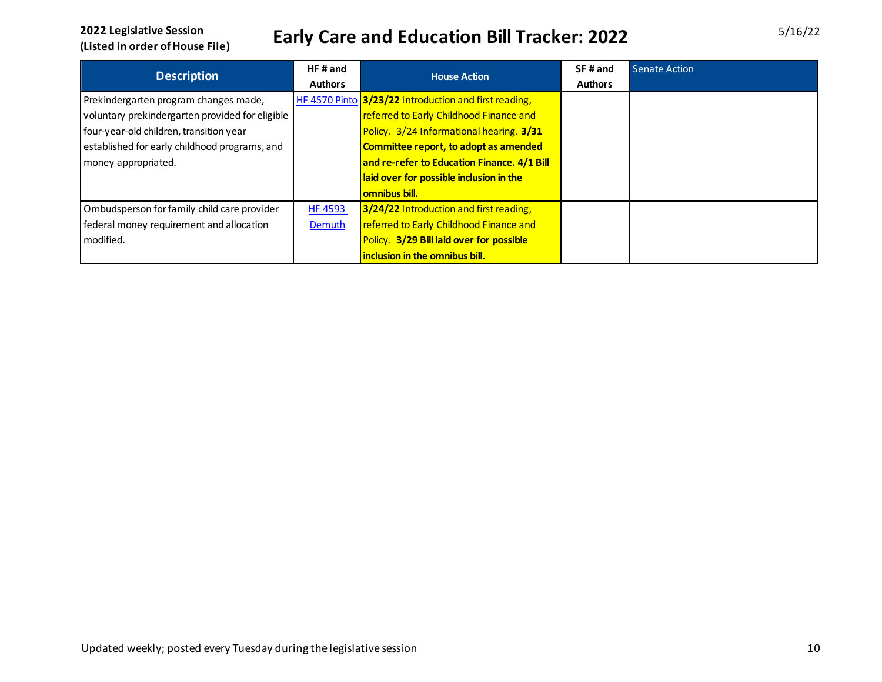2022 Legislative Session
(Listed in order of House File)

# Early Care and Education Bill Tracker: 2022

5/16/22

| Description | HF # and Authors | House Action | SF # and Authors | Senate Action |
|---|---|---|---|---|
| Prekindergarten program changes made, voluntary prekindergarten provided for eligible four-year-old children, transition year established for early childhood programs, and money appropriated. | HF 4570 Pinto | **3/23/22** Introduction and first reading, referred to Early Childhood Finance and Policy. 3/24 Informational hearing. **3/31 Committee report, to adopt as amended and re-refer to Education Finance. 4/1 Bill laid over for possible inclusion in the omnibus bill.** | | |
| Ombudsperson for family child care provider federal money requirement and allocation modified. | HF 4593 Demuth | **3/24/22** Introduction and first reading, referred to Early Childhood Finance and Policy. **3/29 Bill laid over for possible inclusion in the omnibus bill.** | | |

Updated weekly; posted every Tuesday during the legislative session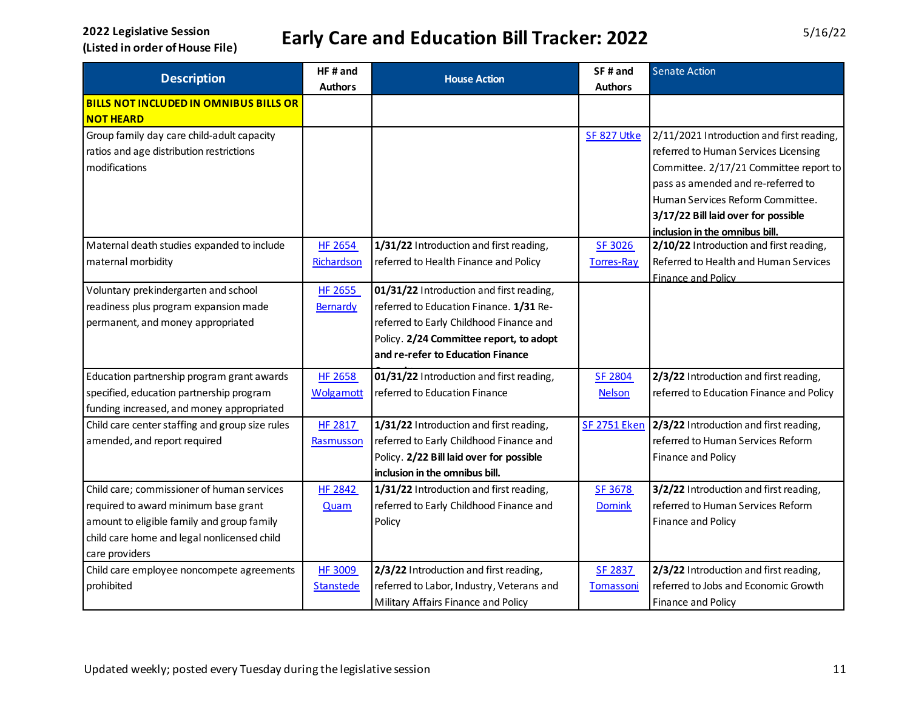**2022 Legislative Session (Listed in order of House File)**

# Early Care and Education Bill Tracker: 2022

5/16/22

| Description | HF # and Authors | House Action | SF # and Authors | Senate Action |
|---|---|---|---|---|
| **BILLS NOT INCLUDED IN OMNIBUS BILLS OR NOT HEARD** | | | | |
| Group family day care child-adult capacity ratios and age distribution restrictions modifications | | | SF 827 Utke | 2/11/2021 Introduction and first reading, referred to Human Services Licensing Committee. 2/17/21 Committee report to pass as amended and re-referred to Human Services Reform Committee. **3/17/22 Bill laid over for possible inclusion in the omnibus bill.** |
| Maternal death studies expanded to include maternal morbidity | HF 2654 Richardson | **1/31/22** Introduction and first reading, referred to Health Finance and Policy | SF 3026 Torres-Ray | **2/10/22** Introduction and first reading, Referred to Health and Human Services Finance and Policy |
| Voluntary prekindergarten and school readiness plus program expansion made permanent, and money appropriated | HF 2655 Bernardy | **01/31/22** Introduction and first reading, referred to Education Finance. **1/31** Re-referred to Early Childhood Finance and Policy. **2/24 Committee report, to adopt and re-refer to Education Finance** | | |
| Education partnership program grant awards specified, education partnership program funding increased, and money appropriated | HF 2658 Wolgamott | **01/31/22** Introduction and first reading, referred to Education Finance | SF 2804 Nelson | **2/3/22** Introduction and first reading, referred to Education Finance and Policy |
| Child care center staffing and group size rules amended, and report required | HF 2817 Rasmusson | **1/31/22** Introduction and first reading, referred to Early Childhood Finance and Policy. **2/22 Bill laid over for possible inclusion in the omnibus bill.** | SF 2751 Eken | **2/3/22** Introduction and first reading, referred to Human Services Reform Finance and Policy |
| Child care; commissioner of human services required to award minimum base grant amount to eligible family and group family child care home and legal nonlicensed child care providers | HF 2842 Quam | **1/31/22** Introduction and first reading, referred to Early Childhood Finance and Policy | SF 3678 Dornink | **3/2/22** Introduction and first reading, referred to Human Services Reform Finance and Policy |
| Child care employee noncompete agreements prohibited | HF 3009 Stanstede | **2/3/22** Introduction and first reading, referred to Labor, Industry, Veterans and Military Affairs Finance and Policy | SF 2837 Tomassoni | **2/3/22** Introduction and first reading, referred to Jobs and Economic Growth Finance and Policy |

Updated weekly; posted every Tuesday during the legislative session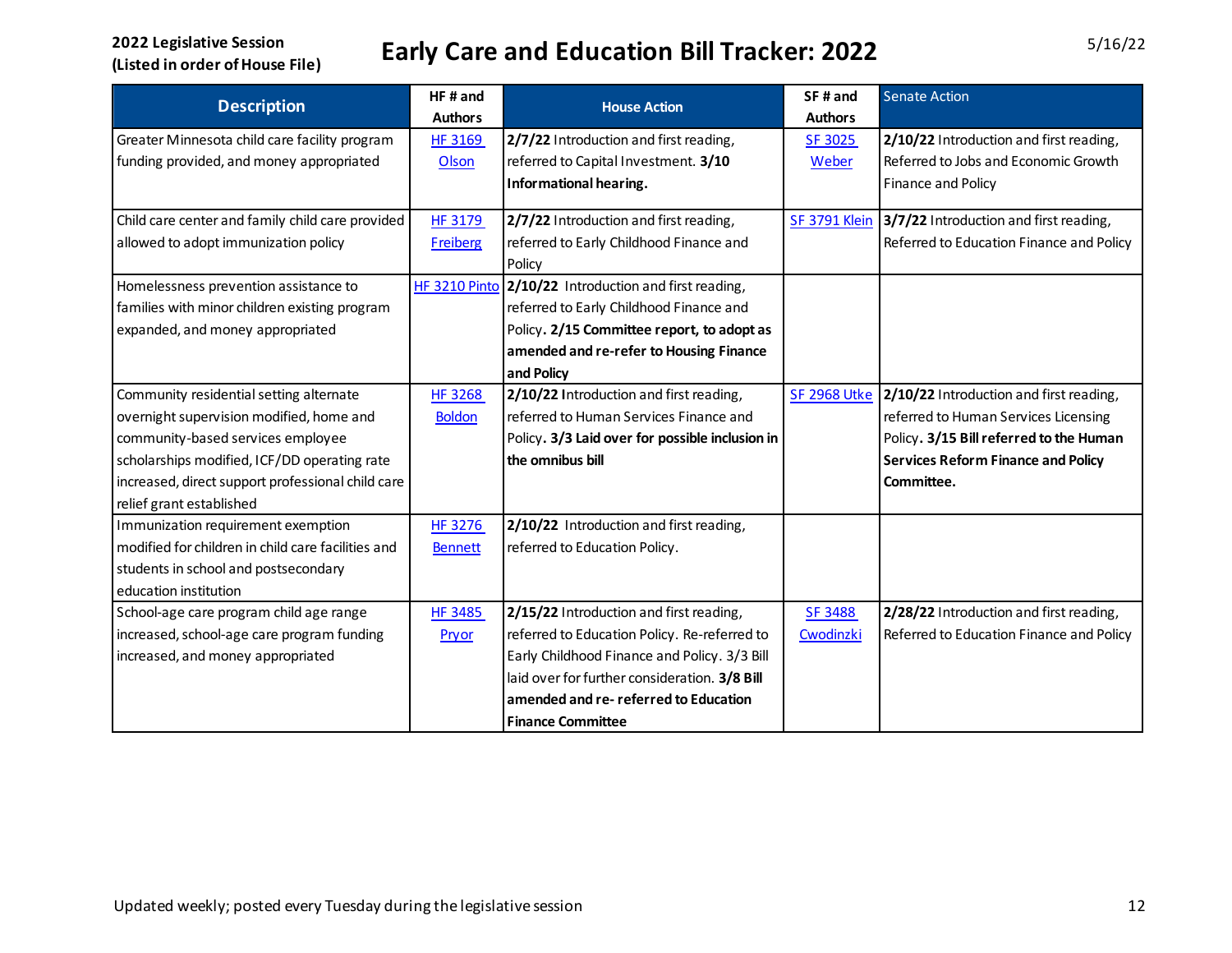**2022 Legislative Session**
**(Listed in order of House File)**

# Early Care and Education Bill Tracker: 2022

5/16/22

| Description | HF # and Authors | House Action | SF # and Authors | Senate Action |
|---|---|---|---|---|
| Greater Minnesota child care facility program funding provided, and money appropriated | HF 3169 Olson | **2/7/22** Introduction and first reading, referred to Capital Investment. **3/10 Informational hearing.** | SF 3025 Weber | **2/10/22** Introduction and first reading, Referred to Jobs and Economic Growth Finance and Policy |
| Child care center and family child care provided allowed to adopt immunization policy | HF 3179 Freiberg | **2/7/22** Introduction and first reading, referred to Early Childhood Finance and Policy | SF 3791 Klein | **3/7/22** Introduction and first reading, Referred to Education Finance and Policy |
| Homelessness prevention assistance to families with minor children existing program expanded, and money appropriated | HF 3210 Pinto | **2/10/22** Introduction and first reading, referred to Early Childhood Finance and Policy**. 2/15 Committee report, to adopt as amended and re-refer to Housing Finance and Policy** | | |
| Community residential setting alternate overnight supervision modified, home and community-based services employee scholarships modified, ICF/DD operating rate increased, direct support professional child care relief grant established | HF 3268 Boldon | **2/10/22** Introduction and first reading, referred to Human Services Finance and Policy**. 3/3 Laid over for possible inclusion in the omnibus bill** | SF 2968 Utke | **2/10/22** Introduction and first reading, referred to Human Services Licensing Policy**. 3/15 Bill referred to the Human Services Reform Finance and Policy Committee.** |
| Immunization requirement exemption modified for children in child care facilities and students in school and postsecondary education institution | HF 3276 Bennett | **2/10/22** Introduction and first reading, referred to Education Policy. | | |
| School-age care program child age range increased, school-age care program funding increased, and money appropriated | HF 3485 Pryor | **2/15/22** Introduction and first reading, referred to Education Policy. Re-referred to Early Childhood Finance and Policy. 3/3 Bill laid over for further consideration. **3/8 Bill amended and re- referred to Education Finance Committee** | SF 3488 Cwodinzki | **2/28/22** Introduction and first reading, Referred to Education Finance and Policy |

Updated weekly; posted every Tuesday during the legislative session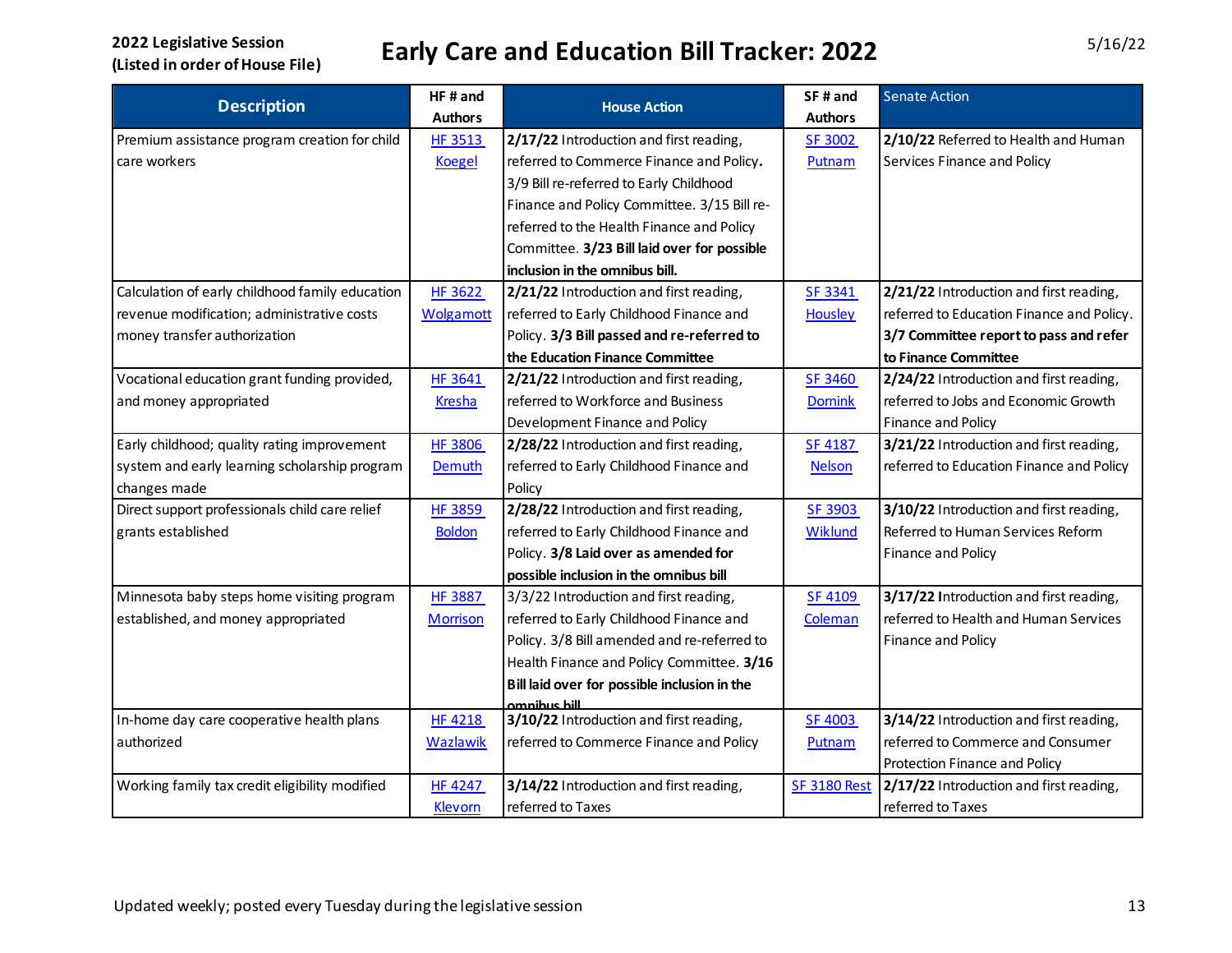**2022 Legislative Session**
**(Listed in order of House File)**

# Early Care and Education Bill Tracker: 2022

5/16/22

| Description | HF # and Authors | House Action | SF # and Authors | Senate Action |
|---|---|---|---|---|
| Premium assistance program creation for child care workers | HF 3513 Koegel | **2/17/22** Introduction and first reading, referred to Commerce Finance and Policy**.** 3/9 Bill re-referred to Early Childhood Finance and Policy Committee. 3/15 Bill re-referred to the Health Finance and Policy Committee. **3/23 Bill laid over for possible inclusion in the omnibus bill.** | SF 3002 Putnam | **2/10/22** Referred to Health and Human Services Finance and Policy |
| Calculation of early childhood family education revenue modification; administrative costs money transfer authorization | HF 3622 Wolgamott | **2/21/22** Introduction and first reading, referred to Early Childhood Finance and Policy. **3/3 Bill passed and re-referred to the Education Finance Committee** | SF 3341 Housley | **2/21/22** Introduction and first reading, referred to Education Finance and Policy. **3/7 Committee report to pass and refer to Finance Committee** |
| Vocational education grant funding provided, and money appropriated | HF 3641 Kresha | **2/21/22** Introduction and first reading, referred to Workforce and Business Development Finance and Policy | SF 3460 Dornink | **2/24/22** Introduction and first reading, referred to Jobs and Economic Growth Finance and Policy |
| Early childhood; quality rating improvement system and early learning scholarship program changes made | HF 3806 Demuth | **2/28/22** Introduction and first reading, referred to Early Childhood Finance and Policy | SF 4187 Nelson | **3/21/22** Introduction and first reading, referred to Education Finance and Policy |
| Direct support professionals child care relief grants established | HF 3859 Boldon | **2/28/22** Introduction and first reading, referred to Early Childhood Finance and Policy. **3/8 Laid over as amended for possible inclusion in the omnibus bill** | SF 3903 Wiklund | **3/10/22** Introduction and first reading, Referred to Human Services Reform Finance and Policy |
| Minnesota baby steps home visiting program established, and money appropriated | HF 3887 Morrison | 3/3/22 Introduction and first reading, referred to Early Childhood Finance and Policy. 3/8 Bill amended and re-referred to Health Finance and Policy Committee. **3/16 Bill laid over for possible inclusion in the omnibus bill** | SF 4109 Coleman | **3/17/22 I**ntroduction and first reading, referred to Health and Human Services Finance and Policy |
| In-home day care cooperative health plans authorized | HF 4218 Wazlawik | **3/10/22** Introduction and first reading, referred to Commerce Finance and Policy | SF 4003 Putnam | **3/14/22** Introduction and first reading, referred to Commerce and Consumer Protection Finance and Policy |
| Working family tax credit eligibility modified | HF 4247 Klevorn | **3/14/22** Introduction and first reading, referred to Taxes | SF 3180 Rest | **2/17/22** Introduction and first reading, referred to Taxes |

Updated weekly; posted every Tuesday during the legislative session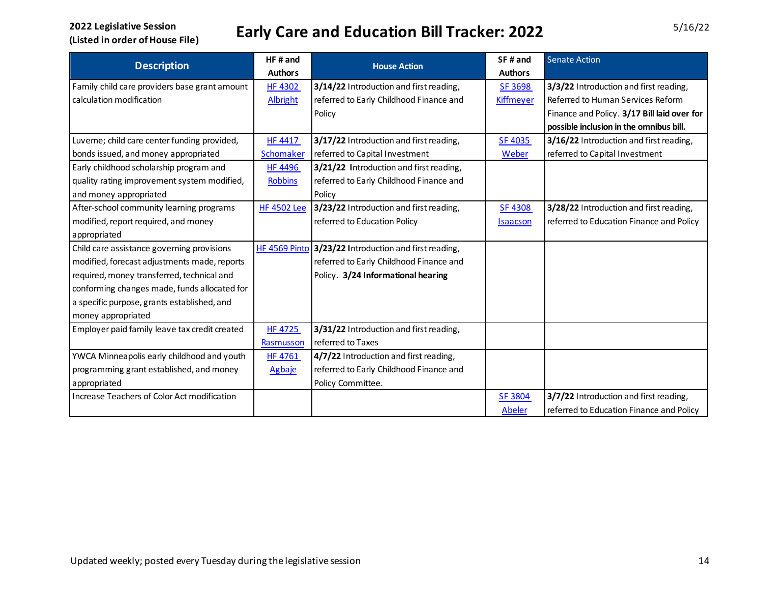2022 Legislative Session
(Listed in order of House File)

# Early Care and Education Bill Tracker: 2022

5/16/22

| Description | HF # and Authors | House Action | SF # and Authors | Senate Action |
|---|---|---|---|---|
| Family child care providers base grant amount calculation modification | HF 4302 Albright | **3/14/22** Introduction and first reading, referred to Early Childhood Finance and Policy | SF 3698 Kiffmeyer | **3/3/22** Introduction and first reading, Referred to Human Services Reform Finance and Policy. **3/17 Bill laid over for possible inclusion in the omnibus bill.** |
| Luverne; child care center funding provided, bonds issued, and money appropriated | HF 4417 Schomaker | **3/17/22** Introduction and first reading, referred to Capital Investment | SF 4035 Weber | **3/16/22** Introduction and first reading, referred to Capital Investment |
| Early childhood scholarship program and quality rating improvement system modified, and money appropriated | HF 4496 Robbins | **3/21/22 I**ntroduction and first reading, referred to Early Childhood Finance and Policy | | |
| After-school community learning programs modified, report required, and money appropriated | HF 4502 Lee | **3/23/22** Introduction and first reading, referred to Education Policy | SF 4308 Isaacson | **3/28/22** Introduction and first reading, referred to Education Finance and Policy |
| Child care assistance governing provisions modified, forecast adjustments made, reports required, money transferred, technical and conforming changes made, funds allocated for a specific purpose, grants established, and money appropriated | HF 4569 Pinto | **3/23/22 I**ntroduction and first reading, referred to Early Childhood Finance and Policy**. 3/24 Informational hearing** | | |
| Employer paid family leave tax credit created | HF 4725 Rasmusson | **3/31/22** Introduction and first reading, referred to Taxes | | |
| YWCA Minneapolis early childhood and youth programming grant established, and money appropriated | HF 4761 Agbaje | **4/7/22** Introduction and first reading, referred to Early Childhood Finance and Policy Committee. | | |
| Increase Teachers of Color Act modification | | | SF 3804 Abeler | **3/7/22** Introduction and first reading, referred to Education Finance and Policy |

Updated weekly; posted every Tuesday during the legislative session